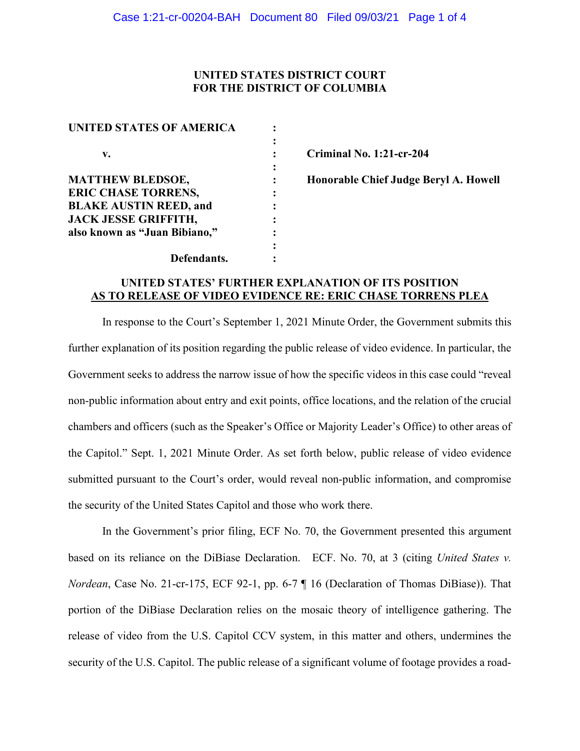**UNITED STATES DISTRICT COURT**
**FOR THE DISTRICT OF COLUMBIA**

| | | |
|---|---|---|
| **UNITED STATES OF AMERICA** | : | |
| | : | |
| **v.** | : | **Criminal No. 1:21-cr-204** |
| | : | |
| **MATTHEW BLEDSOE,** | : | **Honorable Chief Judge Beryl A. Howell** |
| **ERIC CHASE TORRENS,** | : | |
| **BLAKE AUSTIN REED, and** | : | |
| **JACK JESSE GRIFFITH,** | : | |
| **also known as "Juan Bibiano,"** | : | |
| | : | |
| **Defendants.** | : | |

**UNITED STATES' FURTHER EXPLANATION OF ITS POSITION AS TO RELEASE OF VIDEO EVIDENCE RE: ERIC CHASE TORRENS PLEA**

In response to the Court's September 1, 2021 Minute Order, the Government submits this further explanation of its position regarding the public release of video evidence. In particular, the Government seeks to address the narrow issue of how the specific videos in this case could "reveal non-public information about entry and exit points, office locations, and the relation of the crucial chambers and officers (such as the Speaker's Office or Majority Leader's Office) to other areas of the Capitol." Sept. 1, 2021 Minute Order. As set forth below, public release of video evidence submitted pursuant to the Court's order, would reveal non-public information, and compromise the security of the United States Capitol and those who work there.

In the Government's prior filing, ECF No. 70, the Government presented this argument based on its reliance on the DiBiase Declaration. ECF. No. 70, at 3 (citing *United States v. Nordean*, Case No. 21-cr-175, ECF 92-1, pp. 6-7 ¶ 16 (Declaration of Thomas DiBiase)). That portion of the DiBiase Declaration relies on the mosaic theory of intelligence gathering. The release of video from the U.S. Capitol CCV system, in this matter and others, undermines the security of the U.S. Capitol. The public release of a significant volume of footage provides a road-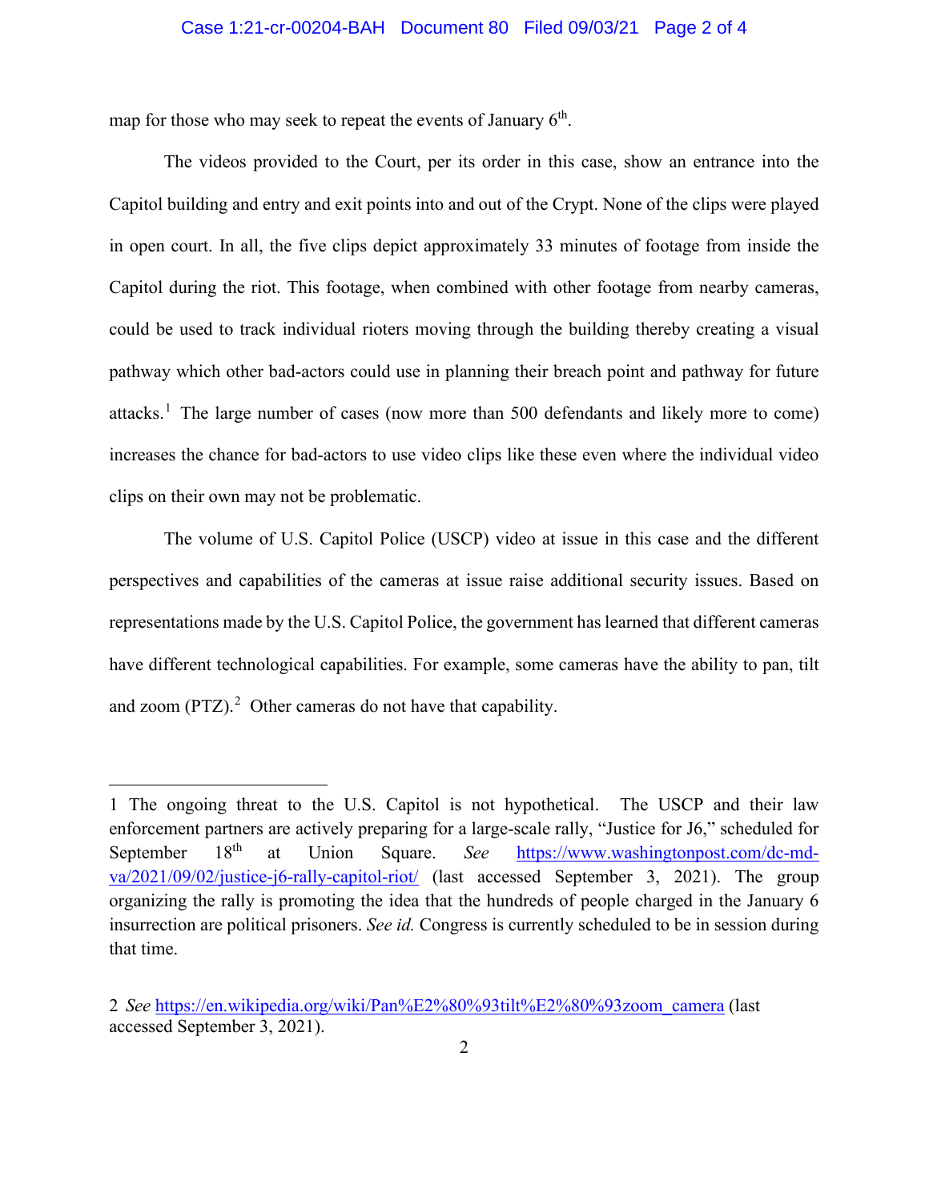map for those who may seek to repeat the events of January 6th.

The videos provided to the Court, per its order in this case, show an entrance into the Capitol building and entry and exit points into and out of the Crypt. None of the clips were played in open court. In all, the five clips depict approximately 33 minutes of footage from inside the Capitol during the riot. This footage, when combined with other footage from nearby cameras, could be used to track individual rioters moving through the building thereby creating a visual pathway which other bad-actors could use in planning their breach point and pathway for future attacks.[1] The large number of cases (now more than 500 defendants and likely more to come) increases the chance for bad-actors to use video clips like these even where the individual video clips on their own may not be problematic.

The volume of U.S. Capitol Police (USCP) video at issue in this case and the different perspectives and capabilities of the cameras at issue raise additional security issues. Based on representations made by the U.S. Capitol Police, the government has learned that different cameras have different technological capabilities. For example, some cameras have the ability to pan, tilt and zoom (PTZ).[2] Other cameras do not have that capability.

---

1 The ongoing threat to the U.S. Capitol is not hypothetical. The USCP and their law enforcement partners are actively preparing for a large-scale rally, "Justice for J6," scheduled for September 18th at Union Square. *See* https://www.washingtonpost.com/dc-md-va/2021/09/02/justice-j6-rally-capitol-riot/ (last accessed September 3, 2021). The group organizing the rally is promoting the idea that the hundreds of people charged in the January 6 insurrection are political prisoners. *See id.* Congress is currently scheduled to be in session during that time.

2 *See* https://en.wikipedia.org/wiki/Pan%E2%80%93tilt%E2%80%93zoom_camera (last accessed September 3, 2021).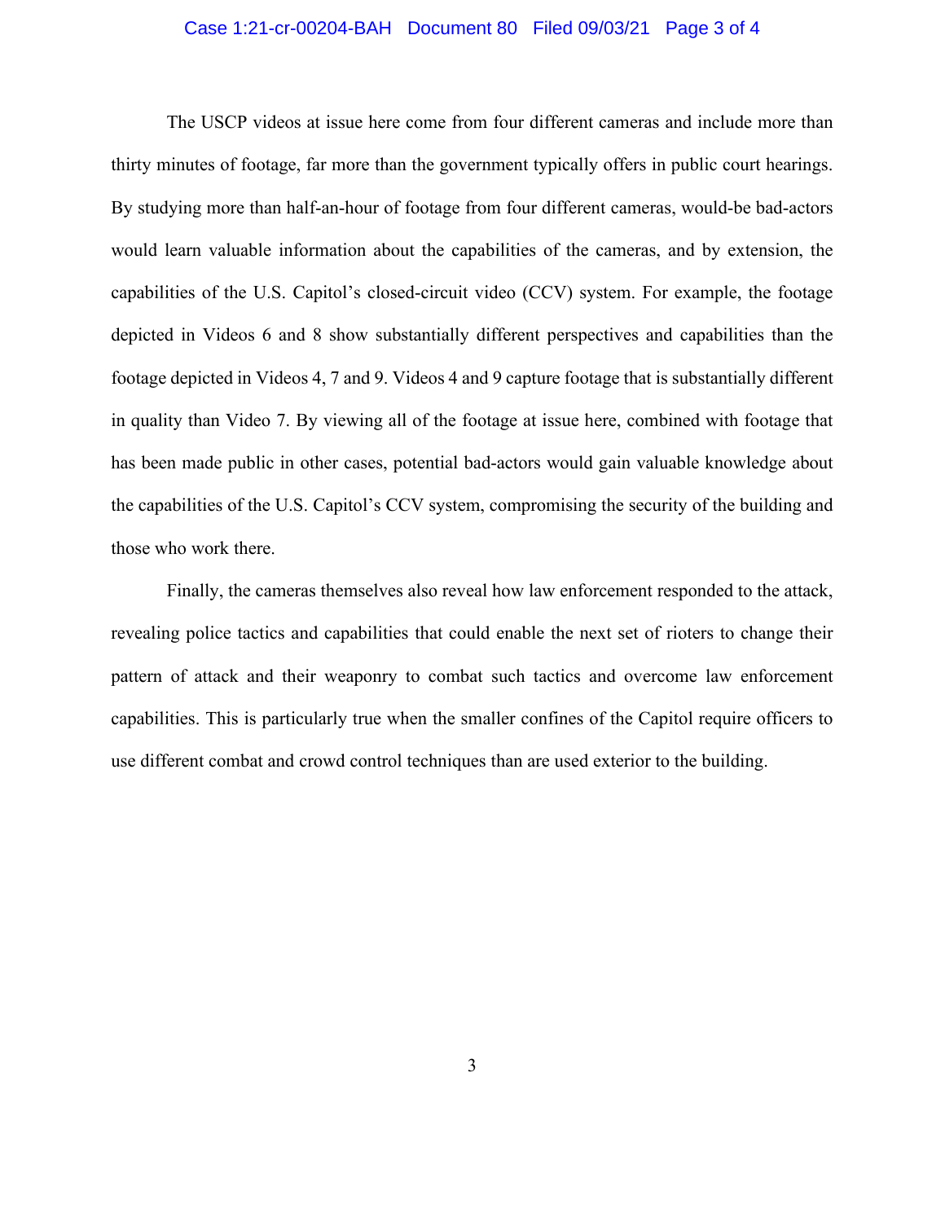The USCP videos at issue here come from four different cameras and include more than thirty minutes of footage, far more than the government typically offers in public court hearings. By studying more than half-an-hour of footage from four different cameras, would-be bad-actors would learn valuable information about the capabilities of the cameras, and by extension, the capabilities of the U.S. Capitol's closed-circuit video (CCV) system. For example, the footage depicted in Videos 6 and 8 show substantially different perspectives and capabilities than the footage depicted in Videos 4, 7 and 9. Videos 4 and 9 capture footage that is substantially different in quality than Video 7. By viewing all of the footage at issue here, combined with footage that has been made public in other cases, potential bad-actors would gain valuable knowledge about the capabilities of the U.S. Capitol's CCV system, compromising the security of the building and those who work there.

Finally, the cameras themselves also reveal how law enforcement responded to the attack, revealing police tactics and capabilities that could enable the next set of rioters to change their pattern of attack and their weaponry to combat such tactics and overcome law enforcement capabilities. This is particularly true when the smaller confines of the Capitol require officers to use different combat and crowd control techniques than are used exterior to the building.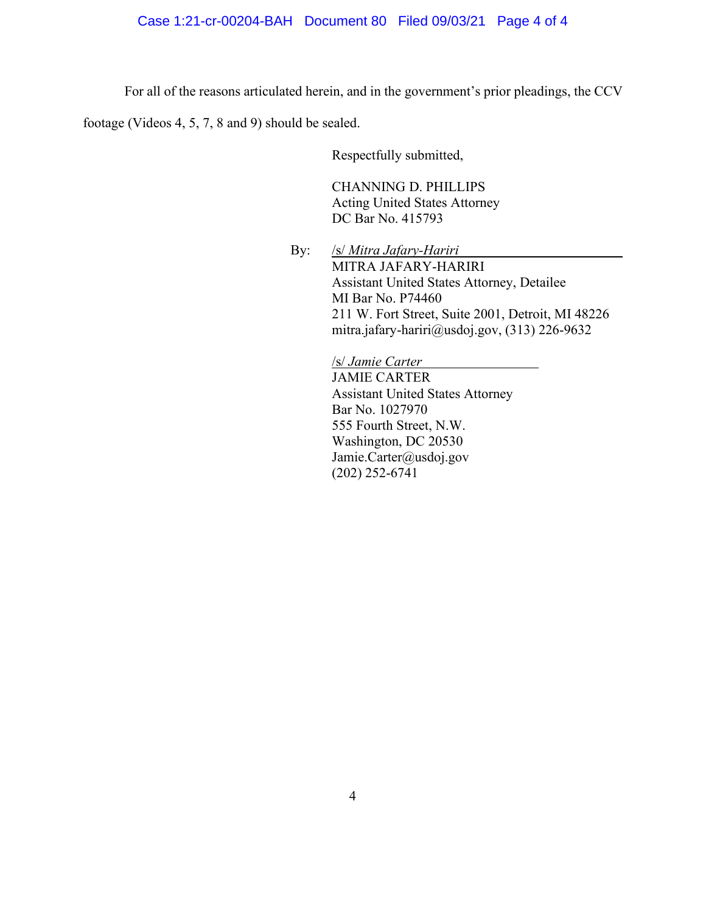For all of the reasons articulated herein, and in the government's prior pleadings, the CCV footage (Videos 4, 5, 7, 8 and 9) should be sealed.

Respectfully submitted,

CHANNING D. PHILLIPS
Acting United States Attorney
DC Bar No. 415793

By: /s/ *Mitra Jafary-Hariri*
MITRA JAFARY-HARIRI
Assistant United States Attorney, Detailee
MI Bar No. P74460
211 W. Fort Street, Suite 2001, Detroit, MI 48226
mitra.jafary-hariri@usdoj.gov, (313) 226-9632

/s/ *Jamie Carter*
JAMIE CARTER
Assistant United States Attorney
Bar No. 1027970
555 Fourth Street, N.W.
Washington, DC 20530
Jamie.Carter@usdoj.gov
(202) 252-6741